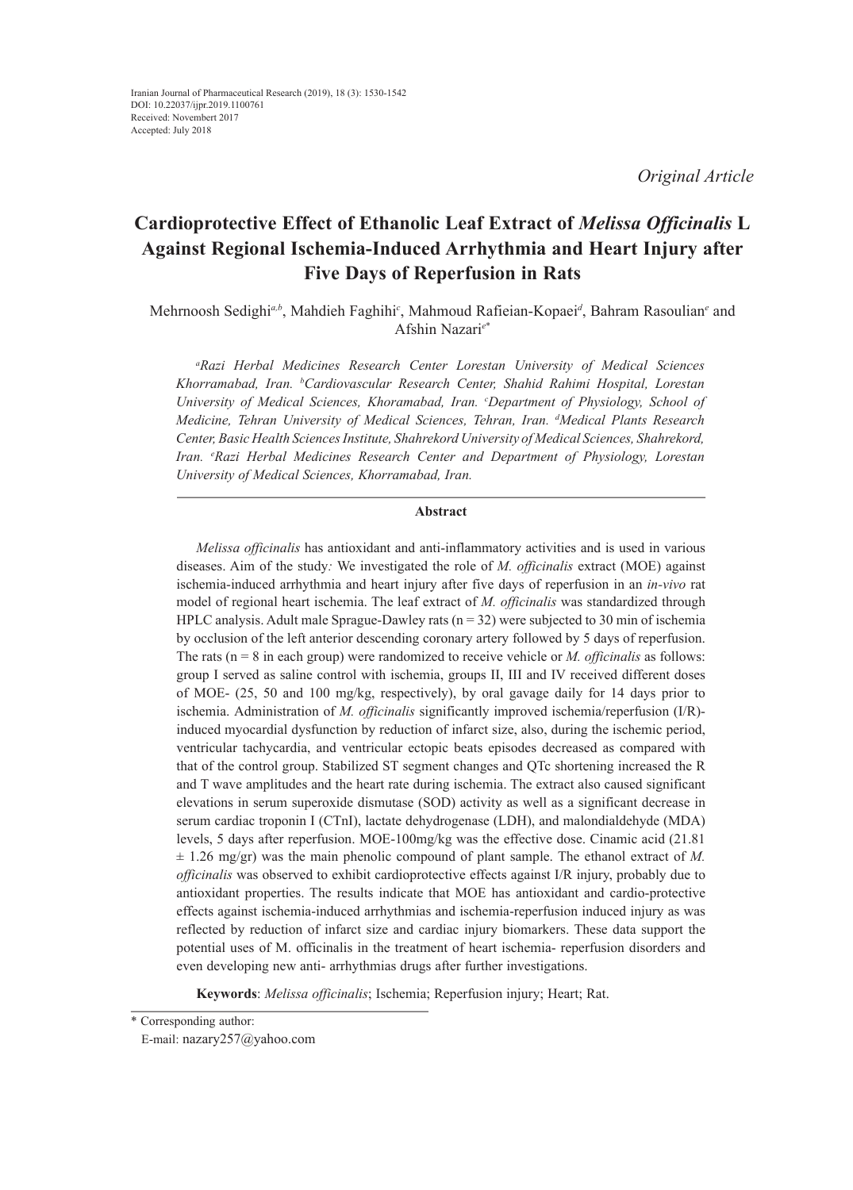Iranian Journal of Pharmaceutical Research (2019), 18 (3): 1530-1542
DOI: 10.22037/ijpr.2019.1100761
Received: Novembert 2017
Accepted: July 2018

*Original Article*

# Cardioprotective Effect of Ethanolic Leaf Extract of *Melissa Officinalis* L Against Regional Ischemia-Induced Arrhythmia and Heart Injury after Five Days of Reperfusion in Rats

Mehrnoosh Sedighi[a,b], Mahdieh Faghihi[c], Mahmoud Rafieian-Kopaei[d], Bahram Rasoulian[e] and Afshin Nazari[e*]

*[a]Razi Herbal Medicines Research Center Lorestan University of Medical Sciences Khorramabad, Iran. [b]Cardiovascular Research Center, Shahid Rahimi Hospital, Lorestan University of Medical Sciences, Khoramabad, Iran. [c]Department of Physiology, School of Medicine, Tehran University of Medical Sciences, Tehran, Iran. [d]Medical Plants Research Center, Basic Health Sciences Institute, Shahrekord University of Medical Sciences, Shahrekord, Iran. [e]Razi Herbal Medicines Research Center and Department of Physiology, Lorestan University of Medical Sciences, Khorramabad, Iran.*

## Abstract

*Melissa officinalis* has antioxidant and anti-inflammatory activities and is used in various diseases. Aim of the study*:* We investigated the role of *M. officinalis* extract (MOE) against ischemia-induced arrhythmia and heart injury after five days of reperfusion in an *in-vivo* rat model of regional heart ischemia. The leaf extract of *M. officinalis* was standardized through HPLC analysis. Adult male Sprague-Dawley rats (n = 32) were subjected to 30 min of ischemia by occlusion of the left anterior descending coronary artery followed by 5 days of reperfusion. The rats (n = 8 in each group) were randomized to receive vehicle or *M. officinalis* as follows: group I served as saline control with ischemia, groups II, III and IV received different doses of MOE- (25, 50 and 100 mg/kg, respectively), by oral gavage daily for 14 days prior to ischemia. Administration of *M. officinalis* significantly improved ischemia/reperfusion (I/R)-induced myocardial dysfunction by reduction of infarct size, also, during the ischemic period, ventricular tachycardia, and ventricular ectopic beats episodes decreased as compared with that of the control group. Stabilized ST segment changes and QTc shortening increased the R and T wave amplitudes and the heart rate during ischemia. The extract also caused significant elevations in serum superoxide dismutase (SOD) activity as well as a significant decrease in serum cardiac troponin I (CTnI), lactate dehydrogenase (LDH), and malondialdehyde (MDA) levels, 5 days after reperfusion. MOE-100mg/kg was the effective dose. Cinamic acid (21.81 ± 1.26 mg/gr) was the main phenolic compound of plant sample. The ethanol extract of *M. officinalis* was observed to exhibit cardioprotective effects against I/R injury, probably due to antioxidant properties. The results indicate that MOE has antioxidant and cardio-protective effects against ischemia-induced arrhythmias and ischemia-reperfusion induced injury as was reflected by reduction of infarct size and cardiac injury biomarkers. These data support the potential uses of M. officinalis in the treatment of heart ischemia- reperfusion disorders and even developing new anti- arrhythmias drugs after further investigations.

**Keywords**: *Melissa officinalis*; Ischemia; Reperfusion injury; Heart; Rat.

\* Corresponding author:
E-mail: nazary257@yahoo.com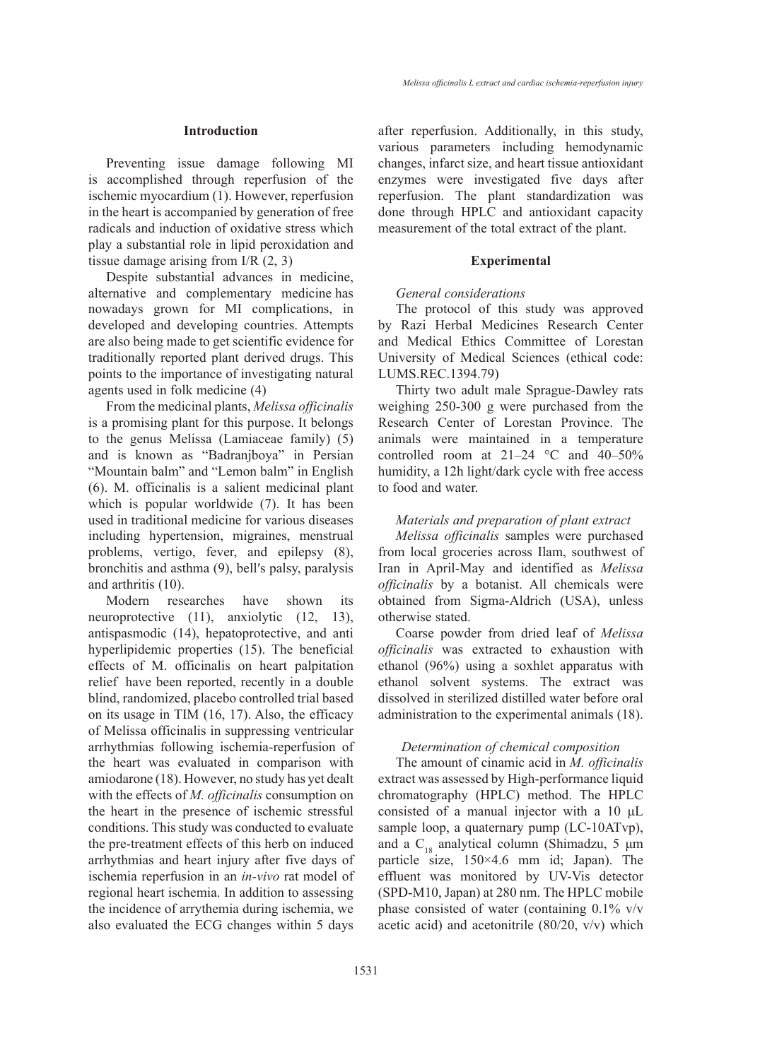## Introduction

Preventing issue damage following MI is accomplished through reperfusion of the ischemic myocardium (1). However, reperfusion in the heart is accompanied by generation of free radicals and induction of oxidative stress which play a substantial role in lipid peroxidation and tissue damage arising from I/R (2, 3)

Despite substantial advances in medicine, alternative and complementary medicine has nowadays grown for MI complications, in developed and developing countries. Attempts are also being made to get scientific evidence for traditionally reported plant derived drugs. This points to the importance of investigating natural agents used in folk medicine (4)

From the medicinal plants, *Melissa officinalis* is a promising plant for this purpose. It belongs to the genus Melissa (Lamiaceae family) (5) and is known as "Badranjboya" in Persian "Mountain balm" and "Lemon balm" in English (6). M. officinalis is a salient medicinal plant which is popular worldwide (7). It has been used in traditional medicine for various diseases including hypertension, migraines, menstrual problems, vertigo, fever, and epilepsy (8), bronchitis and asthma (9), bell′s palsy, paralysis and arthritis (10).

Modern researches have shown its neuroprotective (11), anxiolytic (12, 13), antispasmodic (14), hepatoprotective, and anti hyperlipidemic properties (15). The beneficial effects of M. officinalis on heart palpitation relief have been reported, recently in a double blind, randomized, placebo controlled trial based on its usage in TIM (16, 17). Also, the efficacy of Melissa officinalis in suppressing ventricular arrhythmias following ischemia-reperfusion of the heart was evaluated in comparison with amiodarone (18). However, no study has yet dealt with the effects of *M. officinalis* consumption on the heart in the presence of ischemic stressful conditions. This study was conducted to evaluate the pre-treatment effects of this herb on induced arrhythmias and heart injury after five days of ischemia reperfusion in an *in-vivo* rat model of regional heart ischemia. In addition to assessing the incidence of arrythemia during ischemia, we also evaluated the ECG changes within 5 days after reperfusion. Additionally, in this study, various parameters including hemodynamic changes, infarct size, and heart tissue antioxidant enzymes were investigated five days after reperfusion. The plant standardization was done through HPLC and antioxidant capacity measurement of the total extract of the plant.

## Experimental

### *General considerations*

The protocol of this study was approved by Razi Herbal Medicines Research Center and Medical Ethics Committee of Lorestan University of Medical Sciences (ethical code: LUMS.REC.1394.79)

Thirty two adult male Sprague-Dawley rats weighing 250-300 g were purchased from the Research Center of Lorestan Province. The animals were maintained in a temperature controlled room at 21–24 °C and 40–50% humidity, a 12h light/dark cycle with free access to food and water.

### *Materials and preparation of plant extract*

*Melissa officinalis* samples were purchased from local groceries across Ilam, southwest of Iran in April-May and identified as *Melissa officinalis* by a botanist. All chemicals were obtained from Sigma-Aldrich (USA), unless otherwise stated.

Coarse powder from dried leaf of *Melissa officinalis* was extracted to exhaustion with ethanol (96%) using a soxhlet apparatus with ethanol solvent systems. The extract was dissolved in sterilized distilled water before oral administration to the experimental animals (18).

### *Determination of chemical composition*

The amount of cinamic acid in *M. officinalis* extract was assessed by High-performance liquid chromatography (HPLC) method. The HPLC consisted of a manual injector with a 10 µL sample loop, a quaternary pump (LC-10ATvp), and a $C_{18}$ analytical column (Shimadzu, 5 µm particle size, 150×4.6 mm id; Japan). The effluent was monitored by UV-Vis detector (SPD-M10, Japan) at 280 nm. The HPLC mobile phase consisted of water (containing 0.1% v/v acetic acid) and acetonitrile (80/20, v/v) which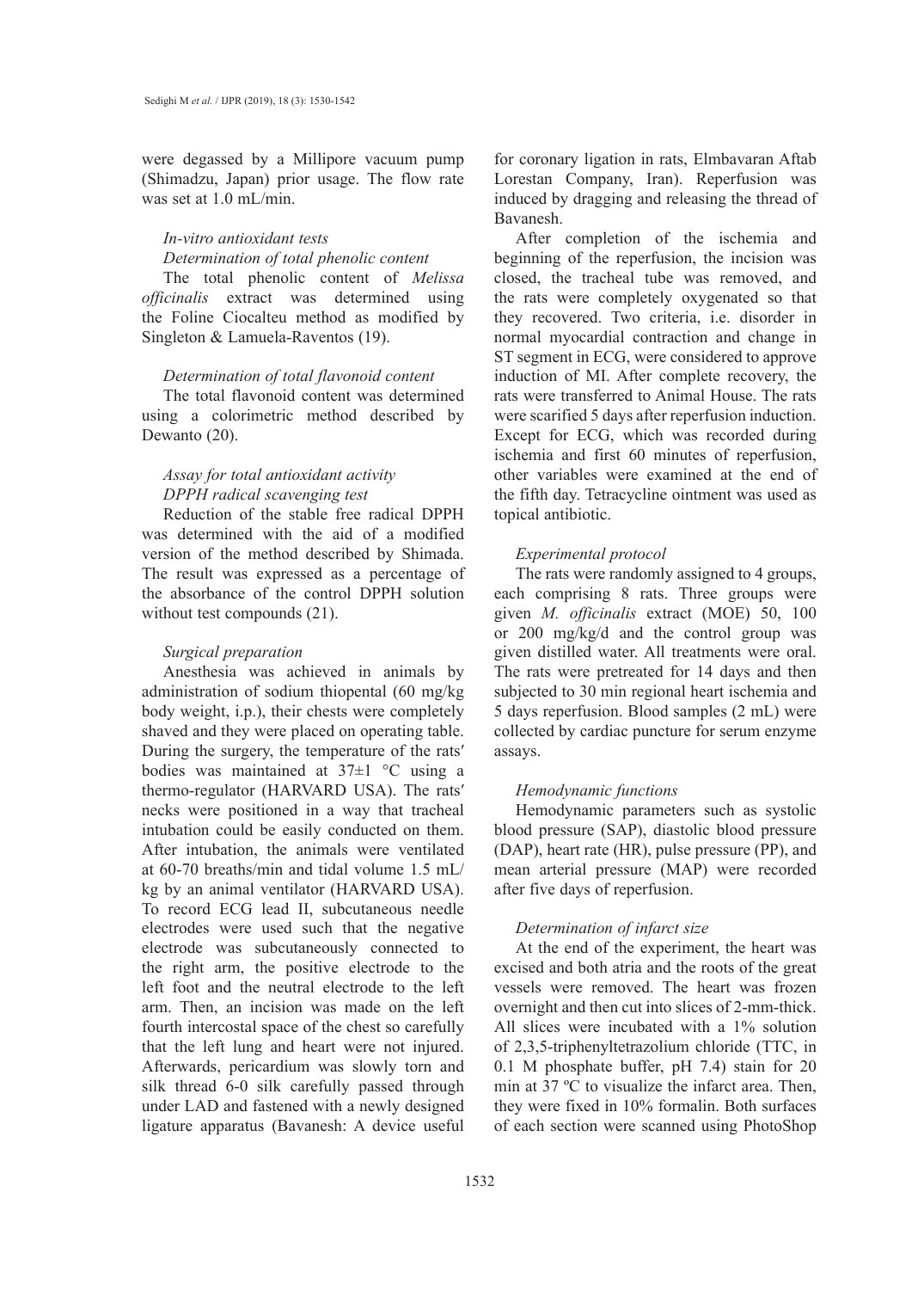were degassed by a Millipore vacuum pump (Shimadzu, Japan) prior usage. The flow rate was set at 1.0 mL/min.

### *In-vitro antioxidant tests*

#### *Determination of total phenolic content*

The total phenolic content of *Melissa officinalis* extract was determined using the Foline Ciocalteu method as modified by Singleton & Lamuela-Raventos (19).

#### *Determination of total flavonoid content*

The total flavonoid content was determined using a colorimetric method described by Dewanto (20).

#### *Assay for total antioxidant activity*

#### *DPPH radical scavenging test*

Reduction of the stable free radical DPPH was determined with the aid of a modified version of the method described by Shimada. The result was expressed as a percentage of the absorbance of the control DPPH solution without test compounds (21).

### *Surgical preparation*

Anesthesia was achieved in animals by administration of sodium thiopental (60 mg/kg body weight, i.p.), their chests were completely shaved and they were placed on operating table. During the surgery, the temperature of the rats′ bodies was maintained at 37±1 °C using a thermo-regulator (HARVARD USA). The rats′ necks were positioned in a way that tracheal intubation could be easily conducted on them. After intubation, the animals were ventilated at 60-70 breaths/min and tidal volume 1.5 mL/kg by an animal ventilator (HARVARD USA). To record ECG lead II, subcutaneous needle electrodes were used such that the negative electrode was subcutaneously connected to the right arm, the positive electrode to the left foot and the neutral electrode to the left arm. Then, an incision was made on the left fourth intercostal space of the chest so carefully that the left lung and heart were not injured. Afterwards, pericardium was slowly torn and silk thread 6-0 silk carefully passed through under LAD and fastened with a newly designed ligature apparatus (Bavanesh: A device useful for coronary ligation in rats, Elmbavaran Aftab Lorestan Company, Iran). Reperfusion was induced by dragging and releasing the thread of Bavanesh.

After completion of the ischemia and beginning of the reperfusion, the incision was closed, the tracheal tube was removed, and the rats were completely oxygenated so that they recovered. Two criteria, i.e. disorder in normal myocardial contraction and change in ST segment in ECG, were considered to approve induction of MI. After complete recovery, the rats were transferred to Animal House. The rats were scarified 5 days after reperfusion induction. Except for ECG, which was recorded during ischemia and first 60 minutes of reperfusion, other variables were examined at the end of the fifth day. Tetracycline ointment was used as topical antibiotic.

### *Experimental protocol*

The rats were randomly assigned to 4 groups, each comprising 8 rats. Three groups were given *M. officinalis* extract (MOE) 50, 100 or 200 mg/kg/d and the control group was given distilled water. All treatments were oral. The rats were pretreated for 14 days and then subjected to 30 min regional heart ischemia and 5 days reperfusion. Blood samples (2 mL) were collected by cardiac puncture for serum enzyme assays.

### *Hemodynamic functions*

Hemodynamic parameters such as systolic blood pressure (SAP), diastolic blood pressure (DAP), heart rate (HR), pulse pressure (PP), and mean arterial pressure (MAP) were recorded after five days of reperfusion.

### *Determination of infarct size*

At the end of the experiment, the heart was excised and both atria and the roots of the great vessels were removed. The heart was frozen overnight and then cut into slices of 2-mm-thick. All slices were incubated with a 1% solution of 2,3,5-triphenyltetrazolium chloride (TTC, in 0.1 M phosphate buffer, pH 7.4) stain for 20 min at 37 ºC to visualize the infarct area. Then, they were fixed in 10% formalin. Both surfaces of each section were scanned using PhotoShop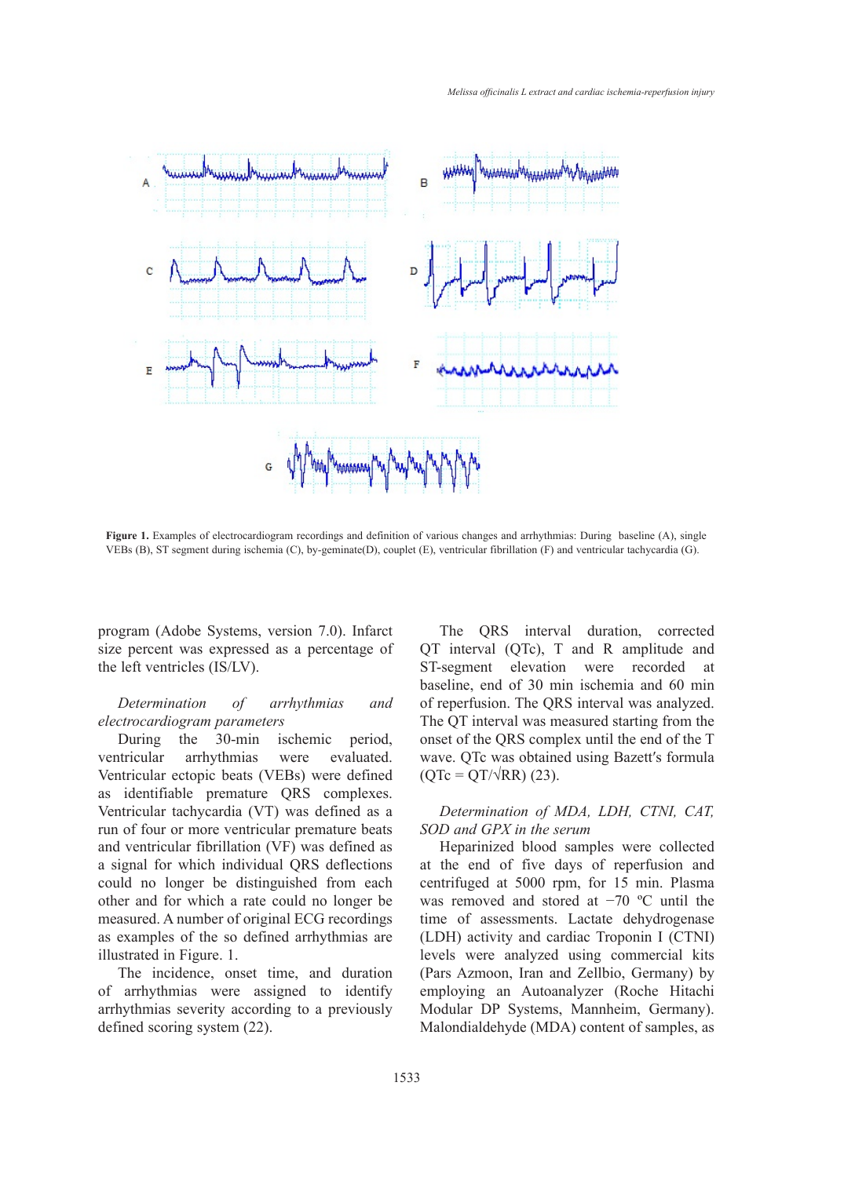**Figure 1.** Examples of electrocardiogram recordings and definition of various changes and arrhythmias: During baseline (A), single VEBs (B), ST segment during ischemia (C), by-geminate(D), couplet (E), ventricular fibrillation (F) and ventricular tachycardia (G).

program (Adobe Systems, version 7.0). Infarct size percent was expressed as a percentage of the left ventricles (IS/LV).

*Determination of arrhythmias and electrocardiogram parameters*

During the 30-min ischemic period, ventricular arrhythmias were evaluated. Ventricular ectopic beats (VEBs) were defined as identifiable premature QRS complexes. Ventricular tachycardia (VT) was defined as a run of four or more ventricular premature beats and ventricular fibrillation (VF) was defined as a signal for which individual QRS deflections could no longer be distinguished from each other and for which a rate could no longer be measured. A number of original ECG recordings as examples of the so defined arrhythmias are illustrated in Figure. 1.

The incidence, onset time, and duration of arrhythmias were assigned to identify arrhythmias severity according to a previously defined scoring system (22).

The QRS interval duration, corrected QT interval (QTc), T and R amplitude and ST-segment elevation were recorded at baseline, end of 30 min ischemia and 60 min of reperfusion. The QRS interval was analyzed. The QT interval was measured starting from the onset of the QRS complex until the end of the T wave. QTc was obtained using Bazett′s formula ($QTc = QT/\sqrt{RR}$) (23).

*Determination of MDA, LDH, CTNI, CAT, SOD and GPX in the serum*

Heparinized blood samples were collected at the end of five days of reperfusion and centrifuged at 5000 rpm, for 15 min. Plasma was removed and stored at −70 ºC until the time of assessments. Lactate dehydrogenase (LDH) activity and cardiac Troponin I (CTNI) levels were analyzed using commercial kits (Pars Azmoon, Iran and Zellbio, Germany) by employing an Autoanalyzer (Roche Hitachi Modular DP Systems, Mannheim, Germany). Malondialdehyde (MDA) content of samples, as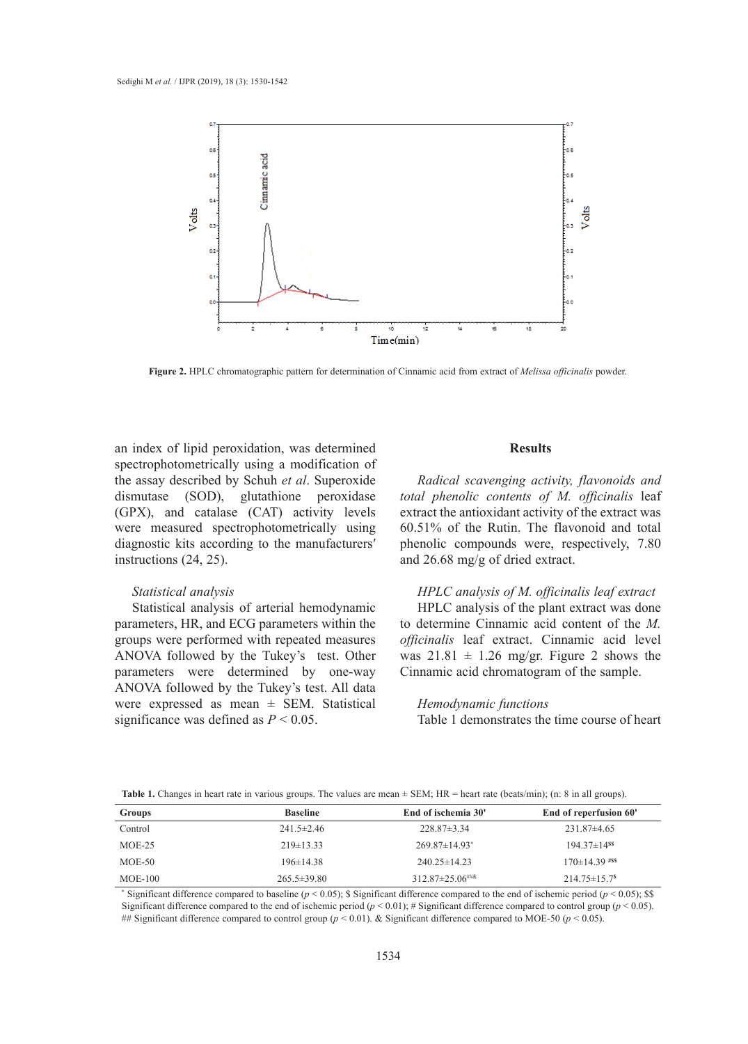Figure 2. HPLC chromatographic pattern for determination of Cinnamic acid from extract of *Melissa officinalis* powder.

an index of lipid peroxidation, was determined spectrophotometrically using a modification of the assay described by Schuh *et al*. Superoxide dismutase (SOD), glutathione peroxidase (GPX), and catalase (CAT) activity levels were measured spectrophotometrically using diagnostic kits according to the manufacturers′ instructions (24, 25).

*Statistical analysis*

Statistical analysis of arterial hemodynamic parameters, HR, and ECG parameters within the groups were performed with repeated measures ANOVA followed by the Tukey's test. Other parameters were determined by one-way ANOVA followed by the Tukey's test. All data were expressed as mean ± SEM. Statistical significance was defined as $P < 0.05$.

## Results

*Radical scavenging activity, flavonoids and total phenolic contents of M. officinalis leaf*

extract the antioxidant activity of the extract was 60.51% of the Rutin. The flavonoid and total phenolic compounds were, respectively, 7.80 and 26.68 mg/g of dried extract.

*HPLC analysis of M. officinalis leaf extract*

HPLC analysis of the plant extract was done to determine Cinnamic acid content of the *M. officinalis* leaf extract. Cinnamic acid level was 21.81 ± 1.26 mg/gr. Figure 2 shows the Cinnamic acid chromatogram of the sample.

*Hemodynamic functions*

Table 1 demonstrates the time course of heart

**Table 1.** Changes in heart rate in various groups. The values are mean ± SEM; HR = heart rate (beats/min); (n: 8 in all groups).

| Groups | Baseline | End of ischemia 30' | End of reperfusion 60' |
|---|---|---|---|
| Control | 241.5±2.46 | 228.87±3.34 | 231.87±4.65 |
| MOE-25 | 219±13.33 | 269.87±14.93* | 194.37±14$$ |
| MOE-50 | 196±14.38 | 240.25±14.23 | 170±14.39 #$$ |
| MOE-100 | 265.5±39.80 | 312.87±25.06##& | 214.75±15.7$ |

* Significant difference compared to baseline ($p < 0.05$); $ Significant difference compared to the end of ischemic period ($p < 0.05$); $$ Significant difference compared to the end of ischemic period ($p < 0.01$); # Significant difference compared to control group ($p < 0.05$). ## Significant difference compared to control group ($p < 0.01$). & Significant difference compared to MOE-50 ($p < 0.05$).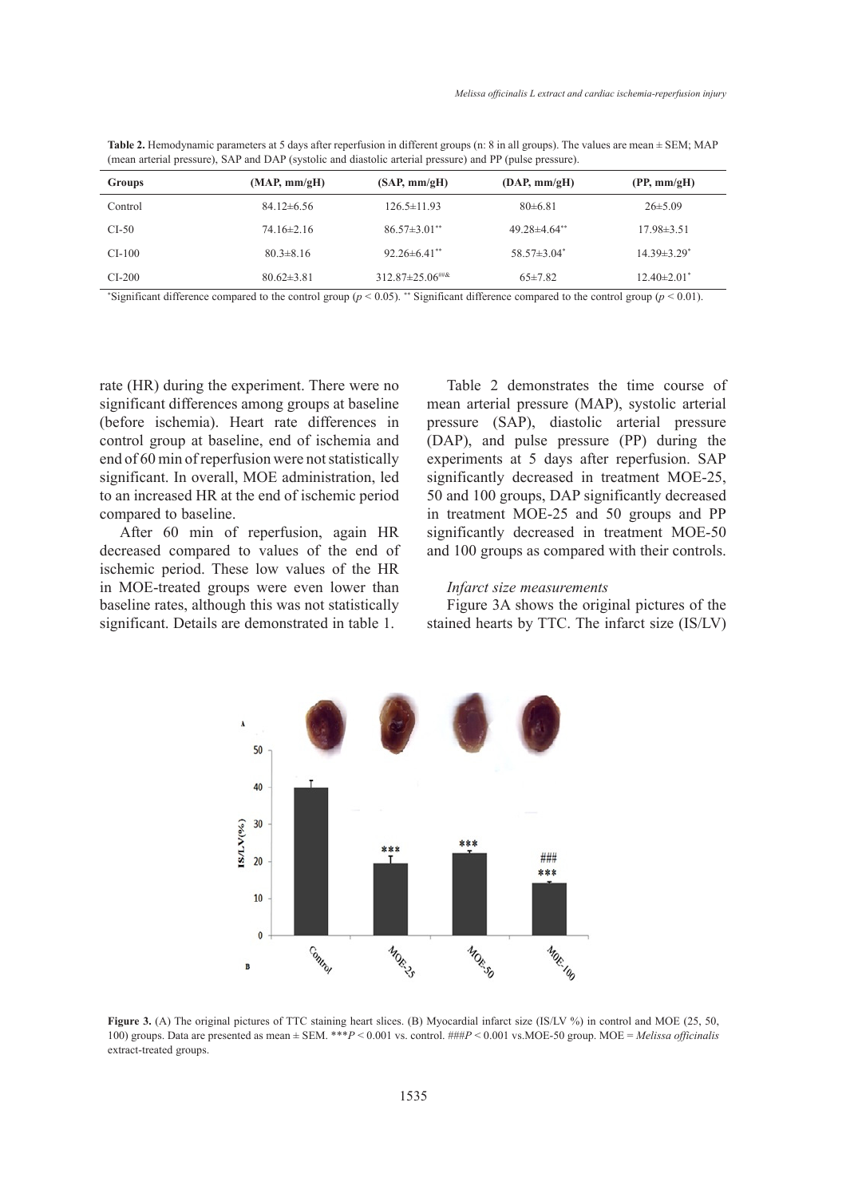**Table 2.** Hemodynamic parameters at 5 days after reperfusion in different groups (n: 8 in all groups). The values are mean ± SEM; MAP (mean arterial pressure), SAP and DAP (systolic and diastolic arterial pressure) and PP (pulse pressure).

| Groups | (MAP, mm/gH) | (SAP, mm/gH) | (DAP, mm/gH) | (PP, mm/gH) |
|---|---|---|---|---|
| Control | 84.12±6.56 | 126.5±11.93 | 80±6.81 | 26±5.09 |
| CI-50 | 74.16±2.16 | 86.57±3.01** | 49.28±4.64** | 17.98±3.51 |
| CI-100 | 80.3±8.16 | 92.26±6.41** | 58.57±3.04* | 14.39±3.29* |
| CI-200 | 80.62±3.81 | 312.87±25.06##& | 65±7.82 | 12.40±2.01* |

*Significant difference compared to the control group ($p < 0.05$). ** Significant difference compared to the control group ($p < 0.01$).

rate (HR) during the experiment. There were no significant differences among groups at baseline (before ischemia). Heart rate differences in control group at baseline, end of ischemia and end of 60 min of reperfusion were not statistically significant. In overall, MOE administration, led to an increased HR at the end of ischemic period compared to baseline.

After 60 min of reperfusion, again HR decreased compared to values of the end of ischemic period. These low values of the HR in MOE-treated groups were even lower than baseline rates, although this was not statistically significant. Details are demonstrated in table 1.

Table 2 demonstrates the time course of mean arterial pressure (MAP), systolic arterial pressure (SAP), diastolic arterial pressure (DAP), and pulse pressure (PP) during the experiments at 5 days after reperfusion. SAP significantly decreased in treatment MOE-25, 50 and 100 groups, DAP significantly decreased in treatment MOE-25 and 50 groups and PP significantly decreased in treatment MOE-50 and 100 groups as compared with their controls.

*Infarct size measurements*

Figure 3A shows the original pictures of the stained hearts by TTC. The infarct size (IS/LV)

**Figure 3.** (A) The original pictures of TTC staining heart slices. (B) Myocardial infarct size (IS/LV %) in control and MOE (25, 50, 100) groups. Data are presented as mean ± SEM. ***$P < 0.001$ vs. control. ###$P < 0.001$ vs.MOE-50 group. MOE = *Melissa officinalis* extract-treated groups.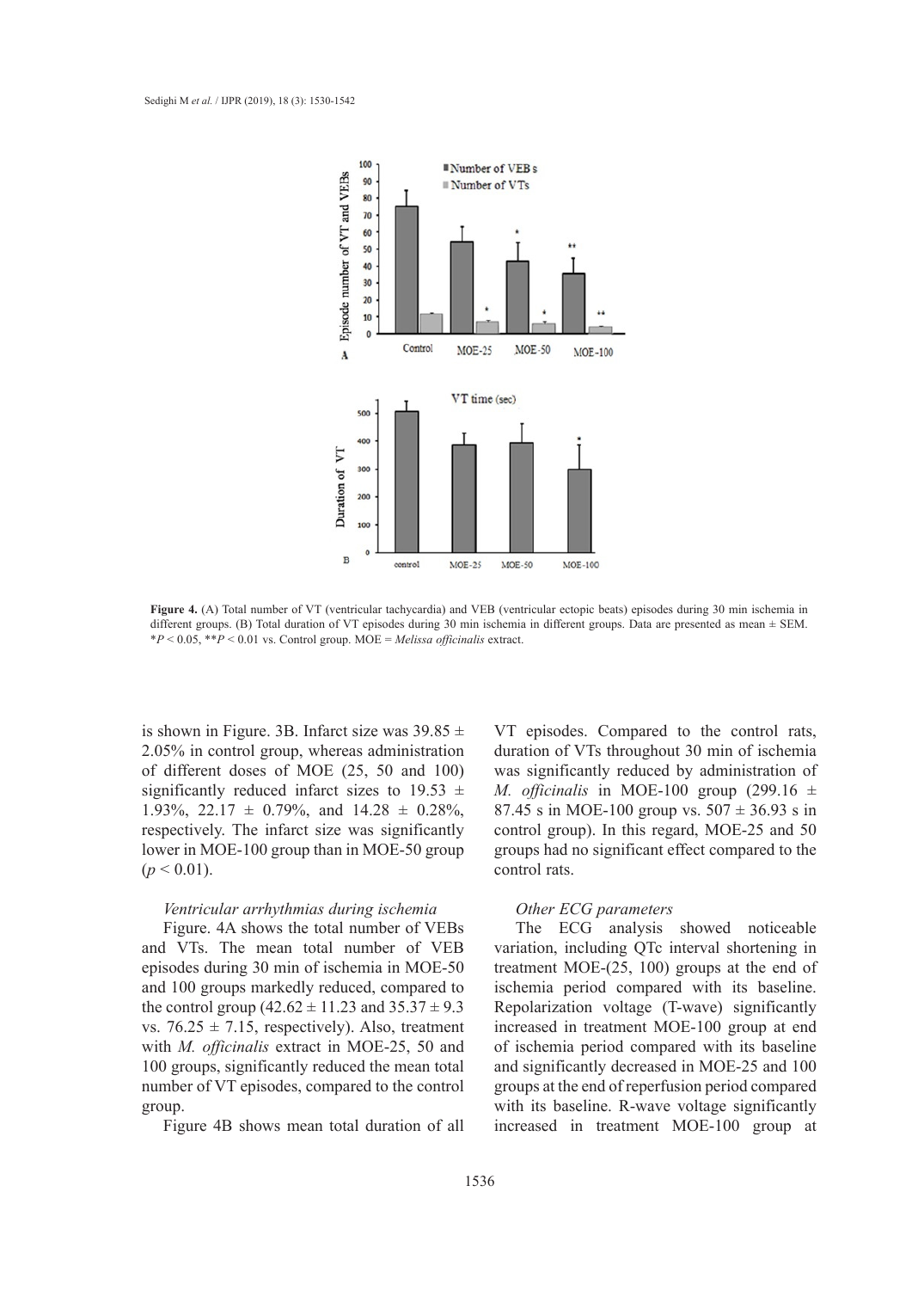**Figure 4.** (A) Total number of VT (ventricular tachycardia) and VEB (ventricular ectopic beats) episodes during 30 min ischemia in different groups. (B) Total duration of VT episodes during 30 min ischemia in different groups. Data are presented as mean ± SEM. \*$P < 0.05$, \*\*$P < 0.01$ vs. Control group. MOE = *Melissa officinalis* extract.

is shown in Figure. 3B. Infarct size was 39.85 ± 2.05% in control group, whereas administration of different doses of MOE (25, 50 and 100) significantly reduced infarct sizes to 19.53 ± 1.93%, 22.17 ± 0.79%, and 14.28 ± 0.28%, respectively. The infarct size was significantly lower in MOE-100 group than in MOE-50 group ($p < 0.01$).

*Ventricular arrhythmias during ischemia*

Figure. 4A shows the total number of VEBs and VTs. The mean total number of VEB episodes during 30 min of ischemia in MOE-50 and 100 groups markedly reduced, compared to the control group (42.62 ± 11.23 and 35.37 ± 9.3 vs. 76.25 ± 7.15, respectively). Also, treatment with *M. officinalis* extract in MOE-25, 50 and 100 groups, significantly reduced the mean total number of VT episodes, compared to the control group.

Figure 4B shows mean total duration of all VT episodes. Compared to the control rats, duration of VTs throughout 30 min of ischemia was significantly reduced by administration of *M. officinalis* in MOE-100 group (299.16 ± 87.45 s in MOE-100 group vs. 507 ± 36.93 s in control group). In this regard, MOE-25 and 50 groups had no significant effect compared to the control rats.

*Other ECG parameters*

The ECG analysis showed noticeable variation, including QTc interval shortening in treatment MOE-(25, 100) groups at the end of ischemia period compared with its baseline. Repolarization voltage (T-wave) significantly increased in treatment MOE-100 group at end of ischemia period compared with its baseline and significantly decreased in MOE-25 and 100 groups at the end of reperfusion period compared with its baseline. R-wave voltage significantly increased in treatment MOE-100 group at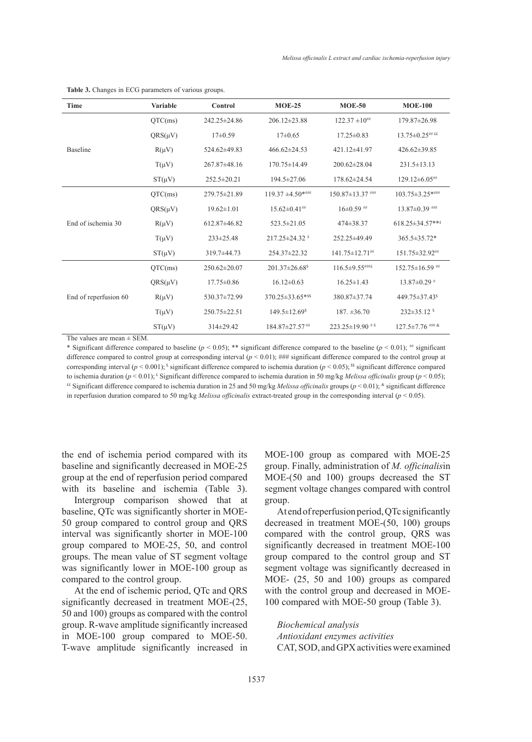**Table 3.** Changes in ECG parameters of various groups.

| Time | Variable | Control | MOE-25 | MOE-50 | MOE-100 |
|---|---|---|---|---|---|
| Baseline | QTC(ms) | 242.25±24.86 | 206.12±23.88 | 122.37 ±10## | 179.87±26.98 |
| | QRS(μV) | 17±0.59 | 17±0.65 | 17.25±0.83 | 13.75±0.25## ££ |
| | R(μV) | 524.62±49.83 | 466.62±24.53 | 421.12±41.97 | 426.62±39.85 |
| | T(μV) | 267.87±48.16 | 170.75±14.49 | 200.62±28.04 | 231.5±13.13 |
| | ST(μV) | 252.5±20.21 | 194.5±27.06 | 178.62±24.54 | 129.12±6.05## |
| End of ischemia 30 | QTC(ms) | 279.75±21.89 | 119.37 ±4.50*### | 150.87±13.37 ### | 103.75±3.25*### |
| | QRS(μV) | 19.62±1.01 | 15.62±0.41## | 16±0.59 ## | 13.87±0.39 ### |
| | R(μV) | 612.87±46.82 | 523.5±21.05 | 474±38.37 | 618.25±34.57**£ |
| | T(μV) | 233±25.48 | 217.25±24.32 £ | 252.25±49.49 | 365.5±35.72* |
| | ST(μV) | 319.7±44.73 | 254.37±22.32 | 141.75±12.71## | 151.75±32.92## |
| End of reperfusion 60 | QTC(ms) | 250.62±20.07 | 201.37±26.68$ | 116.5±9.55###£ | 152.75±16.59 ## |
| | QRS(μV) | 17.75±0.86 | 16.12±0.63 | 16.25±1.43 | 13.87±0.29 # |
| | R(μV) | 530.37±72.99 | 370.25±33.65*$$ | 380.87±37.74 | 449.75±37.43$ |
| | T(μV) | 250.75±22.51 | 149.5±12.69$ | 187. ±36.70 | 232±35.12 $ |
| | ST(μV) | 314±29.42 | 184.87±27.57 ## | 223.25±19.90 # $ | 127.5±7.76 ### & |

The values are mean ± SEM.

* Significant difference compared to baseline ($p < 0.05$); ** significant difference compared to the baseline ($p < 0.01$); ## significant difference compared to control group at corresponding interval ($p < 0.01$); ### significant difference compared to the control group at corresponding interval ($p < 0.001$); $ significant difference compared to ischemia duration ($p < 0.05$); $$ significant difference compared to ischemia duration ($p < 0.01$); £ Significant difference compared to ischemia duration in 50 mg/kg *Melissa officinalis* group ($p < 0.05$); ££ Significant difference compared to ischemia duration in 25 and 50 mg/kg *Melissa officinalis* groups ($p < 0.01$); & significant difference in reperfusion duration compared to 50 mg/kg *Melissa officinalis* extract-treated group in the corresponding interval ($p < 0.05$).

the end of ischemia period compared with its baseline and significantly decreased in MOE-25 group at the end of reperfusion period compared with its baseline and ischemia (Table 3).

Intergroup comparison showed that at baseline, QTc was significantly shorter in MOE-50 group compared to control group and QRS interval was significantly shorter in MOE-100 group compared to MOE-25, 50, and control groups. The mean value of ST segment voltage was significantly lower in MOE-100 group as compared to the control group.

At the end of ischemic period, QTc and QRS significantly decreased in treatment MOE-(25, 50 and 100) groups as compared with the control group. R-wave amplitude significantly increased in MOE-100 group compared to MOE-50. T-wave amplitude significantly increased in MOE-100 group as compared with MOE-25 group. Finally, administration of *M. officinalis*in MOE-(50 and 100) groups decreased the ST segment voltage changes compared with control group.

At end of reperfusion period, QTc significantly decreased in treatment MOE-(50, 100) groups compared with the control group, QRS was significantly decreased in treatment MOE-100 group compared to the control group and ST segment voltage was significantly decreased in MOE- (25, 50 and 100) groups as compared with the control group and decreased in MOE-100 compared with MOE-50 group (Table 3).

*Biochemical analysis*

*Antioxidant enzymes activities*

CAT, SOD, and GPX activities were examined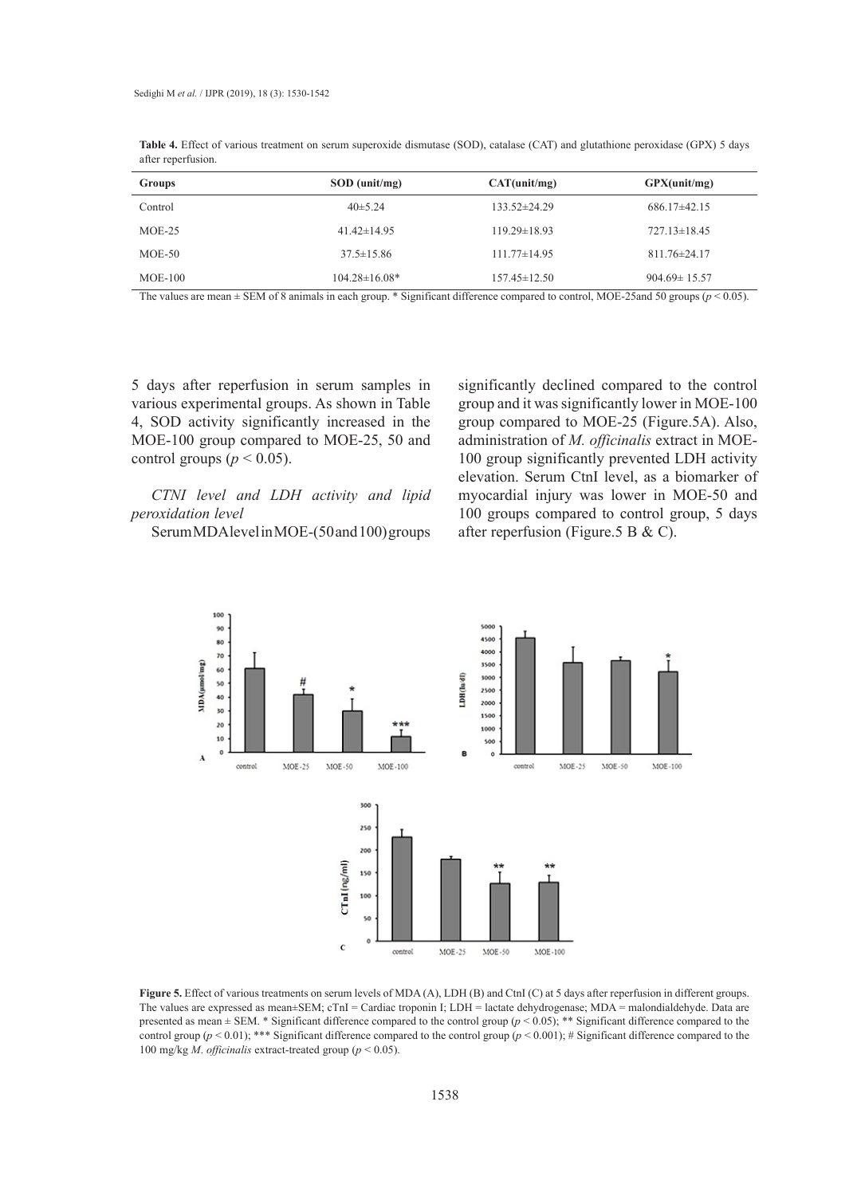**Table 4.** Effect of various treatment on serum superoxide dismutase (SOD), catalase (CAT) and glutathione peroxidase (GPX) 5 days after reperfusion.

| Groups | SOD (unit/mg) | CAT(unit/mg) | GPX(unit/mg) |
|---|---|---|---|
| Control | 40±5.24 | 133.52±24.29 | 686.17±42.15 |
| MOE-25 | 41.42±14.95 | 119.29±18.93 | 727.13±18.45 |
| MOE-50 | 37.5±15.86 | 111.77±14.95 | 811.76±24.17 |
| MOE-100 | 104.28±16.08* | 157.45±12.50 | 904.69± 15.57 |

The values are mean ± SEM of 8 animals in each group. * Significant difference compared to control, MOE-25and 50 groups ($p < 0.05$).

5 days after reperfusion in serum samples in various experimental groups. As shown in Table 4, SOD activity significantly increased in the MOE-100 group compared to MOE-25, 50 and control groups ($p < 0.05$).

*CTNI level and LDH activity and lipid peroxidation level*

Serum MDA level in MOE-(50 and 100) groups significantly declined compared to the control group and it was significantly lower in MOE-100 group compared to MOE-25 (Figure.5A). Also, administration of *M. officinalis* extract in MOE-100 group significantly prevented LDH activity elevation. Serum CtnI level, as a biomarker of myocardial injury was lower in MOE-50 and 100 groups compared to control group, 5 days after reperfusion (Figure.5 B & C).

**Figure 5.** Effect of various treatments on serum levels of MDA (A), LDH (B) and CtnI (C) at 5 days after reperfusion in different groups. The values are expressed as mean±SEM; cTnI = Cardiac troponin I; LDH = lactate dehydrogenase; MDA = malondialdehyde. Data are presented as mean ± SEM. * Significant difference compared to the control group ($p < 0.05$); ** Significant difference compared to the control group ($p < 0.01$); *** Significant difference compared to the control group ($p < 0.001$); # Significant difference compared to the 100 mg/kg *M. officinalis* extract-treated group ($p < 0.05$).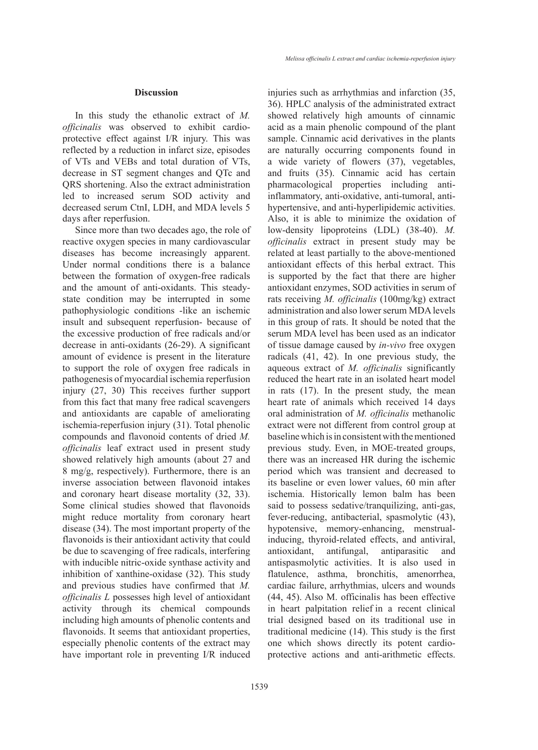## Discussion

In this study the ethanolic extract of *M. officinalis* was observed to exhibit cardio-protective effect against I/R injury. This was reflected by a reduction in infarct size, episodes of VTs and VEBs and total duration of VTs, decrease in ST segment changes and QTc and QRS shortening. Also the extract administration led to increased serum SOD activity and decreased serum CtnI, LDH, and MDA levels 5 days after reperfusion.

Since more than two decades ago, the role of reactive oxygen species in many cardiovascular diseases has become increasingly apparent. Under normal conditions there is a balance between the formation of oxygen-free radicals and the amount of anti-oxidants. This steady-state condition may be interrupted in some pathophysiologic conditions -like an ischemic insult and subsequent reperfusion- because of the excessive production of free radicals and/or decrease in anti-oxidants (26-29). A significant amount of evidence is present in the literature to support the role of oxygen free radicals in pathogenesis of myocardial ischemia reperfusion injury (27, 30) This receives further support from this fact that many free radical scavengers and antioxidants are capable of ameliorating ischemia-reperfusion injury (31). Total phenolic compounds and flavonoid contents of dried *M. officinalis* leaf extract used in present study showed relatively high amounts (about 27 and 8 mg/g, respectively). Furthermore, there is an inverse association between flavonoid intakes and coronary heart disease mortality (32, 33). Some clinical studies showed that flavonoids might reduce mortality from coronary heart disease (34). The most important property of the flavonoids is their antioxidant activity that could be due to scavenging of free radicals, interfering with inducible nitric-oxide synthase activity and inhibition of xanthine-oxidase (32). This study and previous studies have confirmed that *M. officinalis L* possesses high level of antioxidant activity through its chemical compounds including high amounts of phenolic contents and flavonoids. It seems that antioxidant properties, especially phenolic contents of the extract may have important role in preventing I/R induced injuries such as arrhythmias and infarction (35, 36). HPLC analysis of the administrated extract showed relatively high amounts of cinnamic acid as a main phenolic compound of the plant sample. Cinnamic acid derivatives in the plants are naturally occurring components found in a wide variety of flowers (37), vegetables, and fruits (35). Cinnamic acid has certain pharmacological properties including anti-inflammatory, anti-oxidative, anti-tumoral, anti-hypertensive, and anti-hyperlipidemic activities. Also, it is able to minimize the oxidation of low-density lipoproteins (LDL) (38-40). *M. officinalis* extract in present study may be related at least partially to the above-mentioned antioxidant effects of this herbal extract. This is supported by the fact that there are higher antioxidant enzymes, SOD activities in serum of rats receiving *M. officinalis* (100mg/kg) extract administration and also lower serum MDA levels in this group of rats. It should be noted that the serum MDA level has been used as an indicator of tissue damage caused by *in-vivo* free oxygen radicals (41, 42). In one previous study, the aqueous extract of *M. officinalis* significantly reduced the heart rate in an isolated heart model in rats (17). In the present study, the mean heart rate of animals which received 14 days oral administration of *M. officinalis* methanolic extract were not different from control group at baseline which is in consistent with the mentioned previous study. Even, in MOE-treated groups, there was an increased HR during the ischemic period which was transient and decreased to its baseline or even lower values, 60 min after ischemia. Historically lemon balm has been said to possess sedative/tranquilizing, anti-gas, fever-reducing, antibacterial, spasmolytic (43), hypotensive, memory-enhancing, menstrual-inducing, thyroid-related effects, and antiviral, antioxidant, antifungal, antiparasitic and antispasmolytic activities. It is also used in flatulence, asthma, bronchitis, amenorrhea, cardiac failure, arrhythmias, ulcers and wounds (44, 45). Also M. officinalis has been effective in heart palpitation relief in a recent clinical trial designed based on its traditional use in traditional medicine (14). This study is the first one which shows directly its potent cardio-protective actions and anti-arithmetic effects.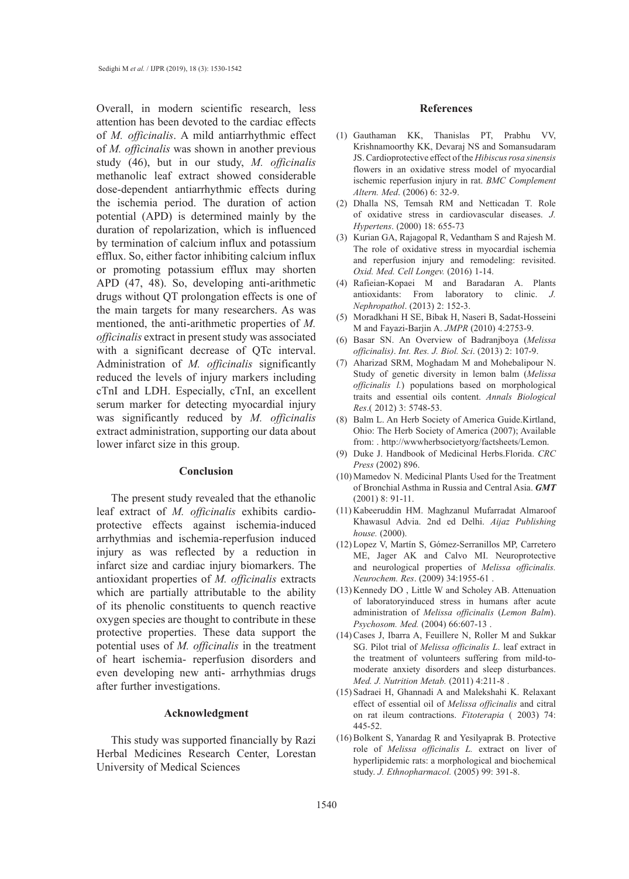Overall, in modern scientific research, less attention has been devoted to the cardiac effects of *M. officinalis*. A mild antiarrhythmic effect of *M. officinalis* was shown in another previous study (46), but in our study, *M. officinalis* methanolic leaf extract showed considerable dose-dependent antiarrhythmic effects during the ischemia period. The duration of action potential (APD) is determined mainly by the duration of repolarization, which is influenced by termination of calcium influx and potassium efflux. So, either factor inhibiting calcium influx or promoting potassium efflux may shorten APD (47, 48). So, developing anti-arithmetic drugs without QT prolongation effects is one of the main targets for many researchers. As was mentioned, the anti-arithmetic properties of *M. officinalis* extract in present study was associated with a significant decrease of QTc interval. Administration of *M. officinalis* significantly reduced the levels of injury markers including cTnI and LDH. Especially, cTnI, an excellent serum marker for detecting myocardial injury was significantly reduced by *M. officinalis* extract administration, supporting our data about lower infarct size in this group.

## Conclusion

The present study revealed that the ethanolic leaf extract of *M. officinalis* exhibits cardio-protective effects against ischemia-induced arrhythmias and ischemia-reperfusion induced injury as was reflected by a reduction in infarct size and cardiac injury biomarkers. The antioxidant properties of *M. officinalis* extracts which are partially attributable to the ability of its phenolic constituents to quench reactive oxygen species are thought to contribute in these protective properties. These data support the potential uses of *M. officinalis* in the treatment of heart ischemia- reperfusion disorders and even developing new anti- arrhythmias drugs after further investigations.

## Acknowledgment

This study was supported financially by Razi Herbal Medicines Research Center, Lorestan University of Medical Sciences

## References

(1) Gauthaman KK, Thanislas PT, Prabhu VV, Krishnamoorthy KK, Devaraj NS and Somansudaram JS. Cardioprotective effect of the *Hibiscus rosa sinensis* flowers in an oxidative stress model of myocardial ischemic reperfusion injury in rat. *BMC Complement Altern. Med*. (2006) 6: 32-9.

(2) Dhalla NS, Temsah RM and Netticadan T. Role of oxidative stress in cardiovascular diseases. *J. Hypertens*. (2000) 18: 655-73

(3) Kurian GA, Rajagopal R, Vedantham S and Rajesh M. The role of oxidative stress in myocardial ischemia and reperfusion injury and remodeling: revisited. *Oxid. Med. Cell Longev.* (2016) 1-14.

(4) Rafieian-Kopaei M and Baradaran A. Plants antioxidants: From laboratory to clinic. *J. Nephropathol*. (2013) 2: 152-3.

(5) Moradkhani H SE, Bibak H, Naseri B, Sadat-Hosseini M and Fayazi-Barjin A. *JMPR* (2010) 4:2753-9.

(6) Basar SN. An Overview of Badranjboya (*Melissa officinalis)*. *Int. Res. J. Biol. Sci*. (2013) 2: 107-9.

(7) Aharizad SRM, Moghadam M and Mohebalipour N. Study of genetic diversity in lemon balm (*Melissa officinalis l.*) populations based on morphological traits and essential oils content. *Annals Biological Res*.( 2012) 3: 5748-53.

(8) Balm L. An Herb Society of America Guide.Kirtland, Ohio: The Herb Society of America (2007); Available from: . http://wwwherbsocietyorg/factsheets/Lemon.

(9) Duke J. Handbook of Medicinal Herbs.Florida. *CRC Press* (2002) 896.

(10) Mamedov N. Medicinal Plants Used for the Treatment of Bronchial Asthma in Russia and Central Asia. ***GMT*** (2001) 8: 91-11.

(11) Kabeeruddin HM. Maghzanul Mufarradat Almaroof Khawasul Advia. 2nd ed Delhi. *Aijaz Publishing house.* (2000).

(12) Lopez V, Martín S, Gómez-Serranillos MP, Carretero ME, Jager AK and Calvo MI. Neuroprotective and neurological properties of *Melissa officinalis. Neurochem. Res*. (2009) 34:1955-61 .

(13) Kennedy DO , Little W and Scholey AB. Attenuation of laboratoryinduced stress in humans after acute administration of *Melissa officinalis* (*Lemon Balm*). *Psychosom. Med.* (2004) 66:607-13 .

(14) Cases J, Ibarra A, Feuillere N, Roller M and Sukkar SG. Pilot trial of *Melissa officinalis L*. leaf extract in the treatment of volunteers suffering from mild-to-moderate anxiety disorders and sleep disturbances. *Med. J. Nutrition Metab.* (2011) 4:211-8 .

(15) Sadraei H, Ghannadi A and Malekshahi K. Relaxant effect of essential oil of *Melissa officinalis* and citral on rat ileum contractions. *Fitoterapia* ( 2003) 74: 445-52.

(16) Bolkent S, Yanardag R and Yesilyaprak B. Protective role of *Melissa officinalis L.* extract on liver of hyperlipidemic rats: a morphological and biochemical study. *J. Ethnopharmacol.* (2005) 99: 391-8.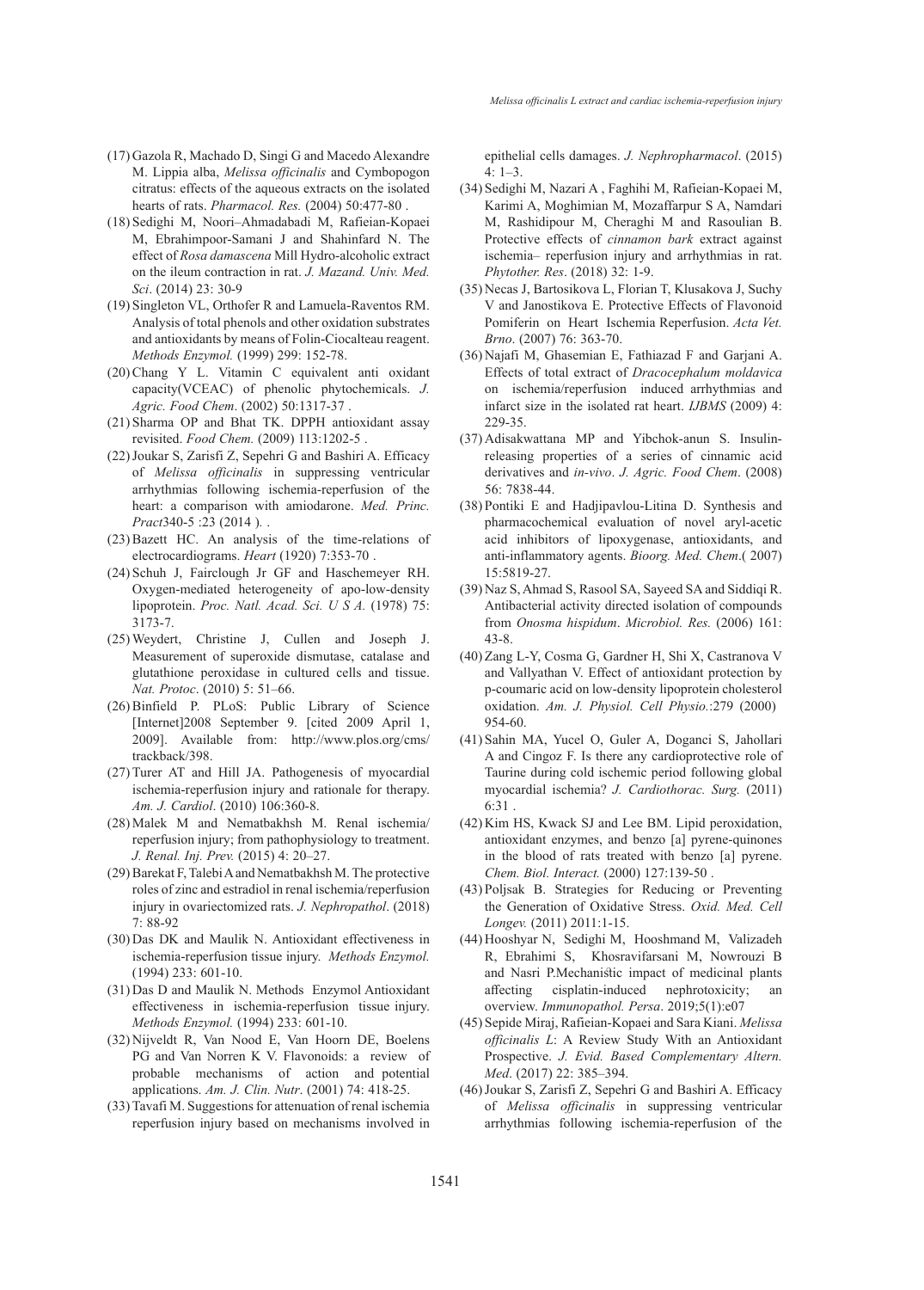(17) Gazola R, Machado D, Singi G and Macedo Alexandre M. Lippia alba, *Melissa officinalis* and Cymbopogon citratus: effects of the aqueous extracts on the isolated hearts of rats. *Pharmacol. Res.* (2004) 50:477-80 .

(18) Sedighi M, Noori–Ahmadabadi M, Rafieian-Kopaei M, Ebrahimpoor-Samani J and Shahinfard N. The effect of *Rosa damascena* Mill Hydro-alcoholic extract on the ileum contraction in rat. *J. Mazand. Univ. Med. Sci*. (2014) 23: 30-9

(19) Singleton VL, Orthofer R and Lamuela-Raventos RM. Analysis of total phenols and other oxidation substrates and antioxidants by means of Folin-Ciocalteau reagent. *Methods Enzymol.* (1999) 299: 152-78.

(20) Chang Y L. Vitamin C equivalent anti oxidant capacity(VCEAC) of phenolic phytochemicals. *J. Agric. Food Chem*. (2002) 50:1317-37 .

(21) Sharma OP and Bhat TK. DPPH antioxidant assay revisited. *Food Chem.* (2009) 113:1202-5 .

(22) Joukar S, Zarisfi Z, Sepehri G and Bashiri A. Efficacy of *Melissa officinalis* in suppressing ventricular arrhythmias following ischemia-reperfusion of the heart: a comparison with amiodarone. *Med. Princ. Pract*340-5 :23 (2014 ). .

(23) Bazett HC. An analysis of the time-relations of electrocardiograms. *Heart* (1920) 7:353-70 .

(24) Schuh J, Fairclough Jr GF and Haschemeyer RH. Oxygen-mediated heterogeneity of apo-low-density lipoprotein. *Proc. Natl. Acad. Sci. U S A.* (1978) 75: 3173-7.

(25) Weydert, Christine J, Cullen and Joseph J. Measurement of superoxide dismutase, catalase and glutathione peroxidase in cultured cells and tissue. *Nat. Protoc*. (2010) 5: 51–66.

(26) Binfield P. PLoS: Public Library of Science [Internet]2008 September 9. [cited 2009 April 1, 2009]. Available from: http://www.plos.org/cms/trackback/398.

(27) Turer AT and Hill JA. Pathogenesis of myocardial ischemia-reperfusion injury and rationale for therapy. *Am. J. Cardiol*. (2010) 106:360-8.

(28) Malek M and Nematbakhsh M. Renal ischemia/reperfusion injury; from pathophysiology to treatment. *J. Renal. Inj. Prev.* (2015) 4: 20–27.

(29) Barekat F, Talebi A and Nematbakhsh M. The protective roles of zinc and estradiol in renal ischemia/reperfusion injury in ovariectomized rats. *J. Nephropathol*. (2018) 7: 88-92

(30) Das DK and Maulik N. Antioxidant effectiveness in ischemia-reperfusion tissue injury. *Methods Enzymol.* (1994) 233: 601-10.

(31) Das D and Maulik N. Methods Enzymol Antioxidant effectiveness in ischemia-reperfusion tissue injury. *Methods Enzymol.* (1994) 233: 601-10.

(32) Nijveldt R, Van Nood E, Van Hoorn DE, Boelens PG and Van Norren K V. Flavonoids: a review of probable mechanisms of action and potential applications. *Am. J. Clin. Nutr*. (2001) 74: 418-25.

(33) Tavafi M. Suggestions for attenuation of renal ischemia reperfusion injury based on mechanisms involved in epithelial cells damages. *J. Nephropharmacol*. (2015) 4: 1–3.

(34) Sedighi M, Nazari A , Faghihi M, Rafieian-Kopaei M, Karimi A, Moghimian M, Mozaffarpur S A, Namdari M, Rashidipour M, Cheraghi M and Rasoulian B. Protective effects of *cinnamon bark* extract against ischemia– reperfusion injury and arrhythmias in rat. *Phytother. Res*. (2018) 32: 1-9.

(35) Necas J, Bartosikova L, Florian T, Klusakova J, Suchy V and Janostikova E. Protective Effects of Flavonoid Pomiferin on Heart Ischemia Reperfusion. *Acta Vet. Brno*. (2007) 76: 363-70.

(36) Najafi M, Ghasemian E, Fathiazad F and Garjani A. Effects of total extract of *Dracocephalum moldavica* on ischemia/reperfusion induced arrhythmias and infarct size in the isolated rat heart. *IJBMS* (2009) 4: 229-35.

(37) Adisakwattana MP and Yibchok-anun S. Insulin-releasing properties of a series of cinnamic acid derivatives and *in-vivo*. *J. Agric. Food Chem*. (2008) 56: 7838-44.

(38) Pontiki E and Hadjipavlou-Litina D. Synthesis and pharmacochemical evaluation of novel aryl-acetic acid inhibitors of lipoxygenase, antioxidants, and anti-inflammatory agents. *Bioorg. Med. Chem*.( 2007) 15:5819-27.

(39) Naz S, Ahmad S, Rasool SA, Sayeed SA and Siddiqi R. Antibacterial activity directed isolation of compounds from *Onosma hispidum*. *Microbiol. Res.* (2006) 161: 43-8.

(40) Zang L-Y, Cosma G, Gardner H, Shi X, Castranova V and Vallyathan V. Effect of antioxidant protection by p-coumaric acid on low-density lipoprotein cholesterol oxidation. *Am. J. Physiol. Cell Physio.*:279 (2000) 954-60.

(41) Sahin MA, Yucel O, Guler A, Doganci S, Jahollari A and Cingoz F. Is there any cardioprotective role of Taurine during cold ischemic period following global myocardial ischemia? *J. Cardiothorac. Surg.* (2011) 6:31 .

(42) Kim HS, Kwack SJ and Lee BM. Lipid peroxidation, antioxidant enzymes, and benzo [a] pyrene-quinones in the blood of rats treated with benzo [a] pyrene. *Chem. Biol. Interact.* (2000) 127:139-50 .

(43) Poljsak B. Strategies for Reducing or Preventing the Generation of Oxidative Stress. *Oxid. Med. Cell Longev.* (2011) 2011:1-15.

(44) Hooshyar N, Sedighi M, Hooshmand M, Valizadeh R, Ebrahimi S, Khosravifarsani M, Nowrouzi B and Nasri P.Mechanistic impact of medicinal plants affecting cisplatin-induced nephrotoxicity; an overview. *Immunopathol. Persa*. 2019;5(1):e07

(45) Sepide Miraj, Rafieian-Kopaei and Sara Kiani. *Melissa officinalis L*: A Review Study With an Antioxidant Prospective. *J. Evid. Based Complementary Altern. Med*. (2017) 22: 385–394.

(46) Joukar S, Zarisfi Z, Sepehri G and Bashiri A. Efficacy of *Melissa officinalis* in suppressing ventricular arrhythmias following ischemia-reperfusion of the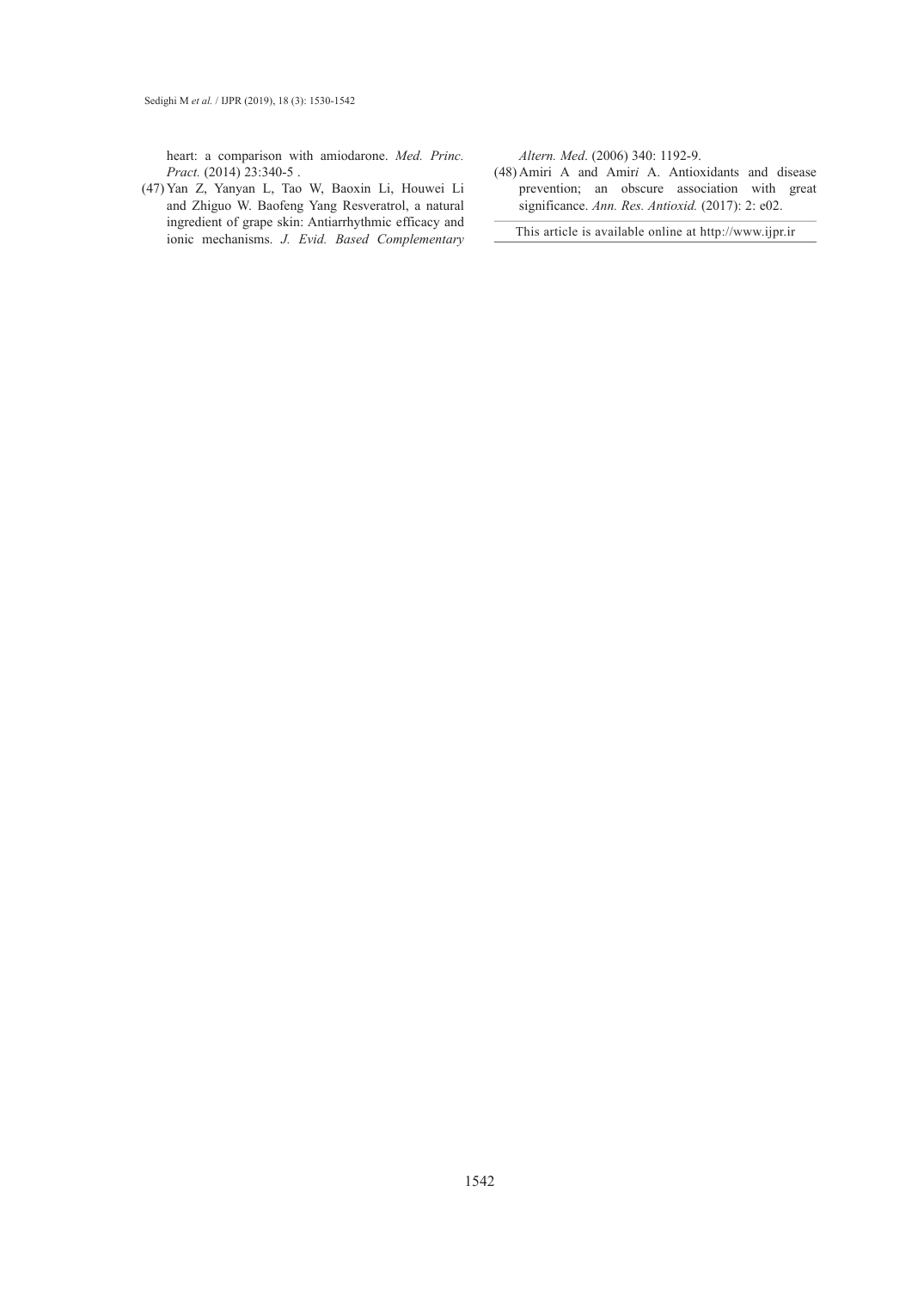heart: a comparison with amiodarone. *Med. Princ. Pract.* (2014) 23:340-5 .

(47) Yan Z, Yanyan L, Tao W, Baoxin Li, Houwei Li and Zhiguo W. Baofeng Yang Resveratrol, a natural ingredient of grape skin: Antiarrhythmic efficacy and ionic mechanisms. *J. Evid. Based Complementary Altern. Med*. (2006) 340: 1192-9.

(48) Amiri A and Amir*i* A. Antioxidants and disease prevention; an obscure association with great significance. *Ann. Res. Antioxid.* (2017): 2: e02.

This article is available online at http://www.ijpr.ir